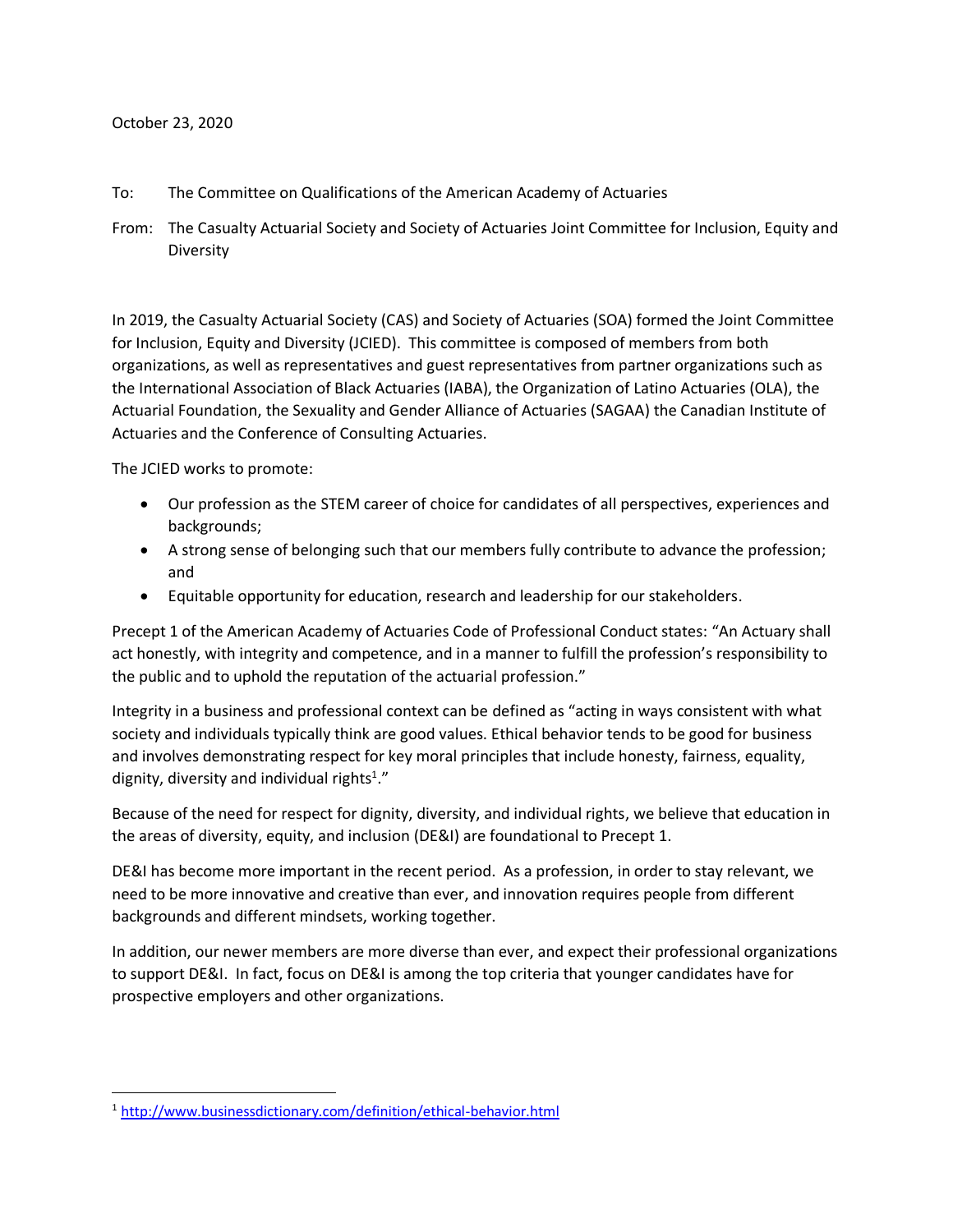October 23, 2020

To: The Committee on Qualifications of the American Academy of Actuaries

From: The Casualty Actuarial Society and Society of Actuaries Joint Committee for Inclusion, Equity and Diversity

In 2019, the Casualty Actuarial Society (CAS) and Society of Actuaries (SOA) formed the Joint Committee for Inclusion, Equity and Diversity (JCIED). This committee is composed of members from both organizations, as well as representatives and guest representatives from partner organizations such as the International Association of Black Actuaries (IABA), the Organization of Latino Actuaries (OLA), the Actuarial Foundation, the Sexuality and Gender Alliance of Actuaries (SAGAA) the Canadian Institute of Actuaries and the Conference of Consulting Actuaries.

The JCIED works to promote:

- Our profession as the STEM career of choice for candidates of all perspectives, experiences and backgrounds;
- A strong sense of belonging such that our members fully contribute to advance the profession; and
- Equitable opportunity for education, research and leadership for our stakeholders.

Precept 1 of the American Academy of Actuaries Code of Professional Conduct states: "An Actuary shall act honestly, with integrity and competence, and in a manner to fulfill the profession's responsibility to the public and to uphold the reputation of the actuarial profession."

Integrity in a business and professional context can be defined as "acting in ways consistent with what society and individuals typically think are good values. Ethical behavior tends to be good for business and involves demonstrating respect for key moral principles that include honesty, fairness, equality, dignity, diversity and individual rights[1]."

Because of the need for respect for dignity, diversity, and individual rights, we believe that education in the areas of diversity, equity, and inclusion (DE&I) are foundational to Precept 1.

DE&I has become more important in the recent period. As a profession, in order to stay relevant, we need to be more innovative and creative than ever, and innovation requires people from different backgrounds and different mindsets, working together.

In addition, our newer members are more diverse than ever, and expect their professional organizations to support DE&I. In fact, focus on DE&I is among the top criteria that younger candidates have for prospective employers and other organizations.

[1] http://www.businessdictionary.com/definition/ethical-behavior.html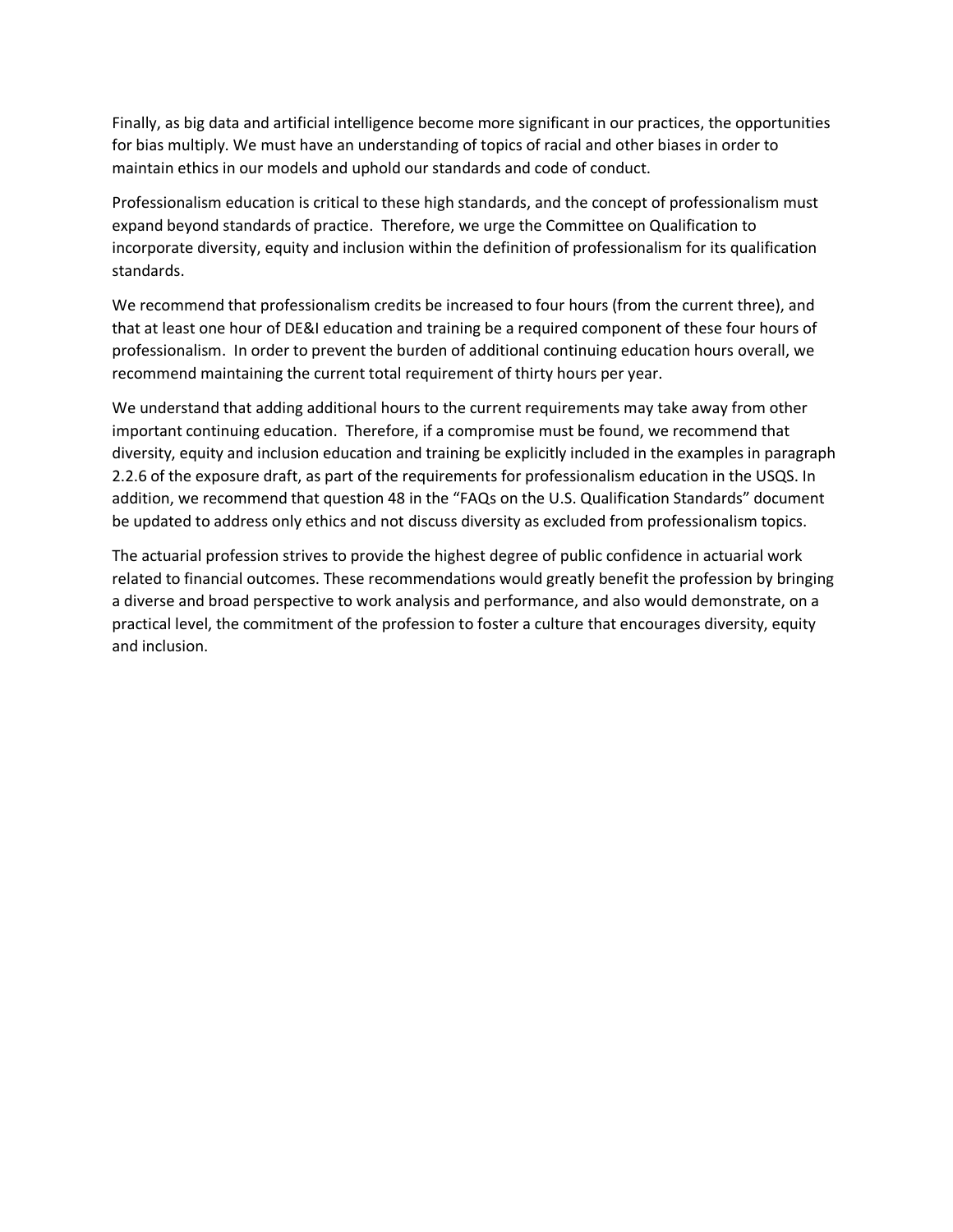Finally, as big data and artificial intelligence become more significant in our practices, the opportunities for bias multiply. We must have an understanding of topics of racial and other biases in order to maintain ethics in our models and uphold our standards and code of conduct.

Professionalism education is critical to these high standards, and the concept of professionalism must expand beyond standards of practice. Therefore, we urge the Committee on Qualification to incorporate diversity, equity and inclusion within the definition of professionalism for its qualification standards.

We recommend that professionalism credits be increased to four hours (from the current three), and that at least one hour of DE&I education and training be a required component of these four hours of professionalism. In order to prevent the burden of additional continuing education hours overall, we recommend maintaining the current total requirement of thirty hours per year.

We understand that adding additional hours to the current requirements may take away from other important continuing education. Therefore, if a compromise must be found, we recommend that diversity, equity and inclusion education and training be explicitly included in the examples in paragraph 2.2.6 of the exposure draft, as part of the requirements for professionalism education in the USQS. In addition, we recommend that question 48 in the "FAQs on the U.S. Qualification Standards" document be updated to address only ethics and not discuss diversity as excluded from professionalism topics.

The actuarial profession strives to provide the highest degree of public confidence in actuarial work related to financial outcomes. These recommendations would greatly benefit the profession by bringing a diverse and broad perspective to work analysis and performance, and also would demonstrate, on a practical level, the commitment of the profession to foster a culture that encourages diversity, equity and inclusion.